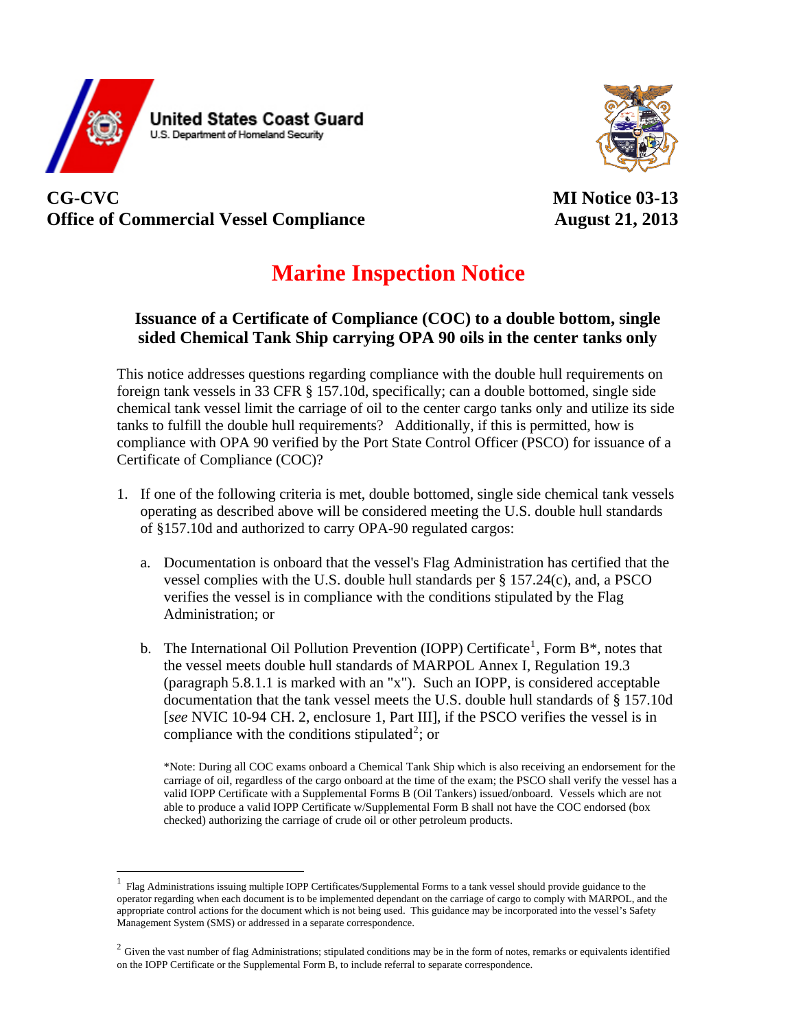United States Coast Guard
U.S. Department of Homeland Security

**CG-CVC**
**Office of Commercial Vessel Compliance**

**MI Notice 03-13**
**August 21, 2013**

# Marine Inspection Notice

## Issuance of a Certificate of Compliance (COC) to a double bottom, single sided Chemical Tank Ship carrying OPA 90 oils in the center tanks only

This notice addresses questions regarding compliance with the double hull requirements on foreign tank vessels in 33 CFR § 157.10d, specifically; can a double bottomed, single side chemical tank vessel limit the carriage of oil to the center cargo tanks only and utilize its side tanks to fulfill the double hull requirements? Additionally, if this is permitted, how is compliance with OPA 90 verified by the Port State Control Officer (PSCO) for issuance of a Certificate of Compliance (COC)?

1. If one of the following criteria is met, double bottomed, single side chemical tank vessels operating as described above will be considered meeting the U.S. double hull standards of §157.10d and authorized to carry OPA-90 regulated cargos:

   a. Documentation is onboard that the vessel's Flag Administration has certified that the vessel complies with the U.S. double hull standards per § 157.24(c), and, a PSCO verifies the vessel is in compliance with the conditions stipulated by the Flag Administration; or

   b. The International Oil Pollution Prevention (IOPP) Certificate[1], Form B*, notes that the vessel meets double hull standards of MARPOL Annex I, Regulation 19.3 (paragraph 5.8.1.1 is marked with an "x"). Such an IOPP, is considered acceptable documentation that the tank vessel meets the U.S. double hull standards of § 157.10d [*see* NVIC 10-94 CH. 2, enclosure 1, Part III], if the PSCO verifies the vessel is in compliance with the conditions stipulated[2]; or

      *Note: During all COC exams onboard a Chemical Tank Ship which is also receiving an endorsement for the carriage of oil, regardless of the cargo onboard at the time of the exam; the PSCO shall verify the vessel has a valid IOPP Certificate with a Supplemental Forms B (Oil Tankers) issued/onboard. Vessels which are not able to produce a valid IOPP Certificate w/Supplemental Form B shall not have the COC endorsed (box checked) authorizing the carriage of crude oil or other petroleum products.

---

[1] Flag Administrations issuing multiple IOPP Certificates/Supplemental Forms to a tank vessel should provide guidance to the operator regarding when each document is to be implemented dependant on the carriage of cargo to comply with MARPOL, and the appropriate control actions for the document which is not being used. This guidance may be incorporated into the vessel's Safety Management System (SMS) or addressed in a separate correspondence.

[2] Given the vast number of flag Administrations; stipulated conditions may be in the form of notes, remarks or equivalents identified on the IOPP Certificate or the Supplemental Form B, to include referral to separate correspondence.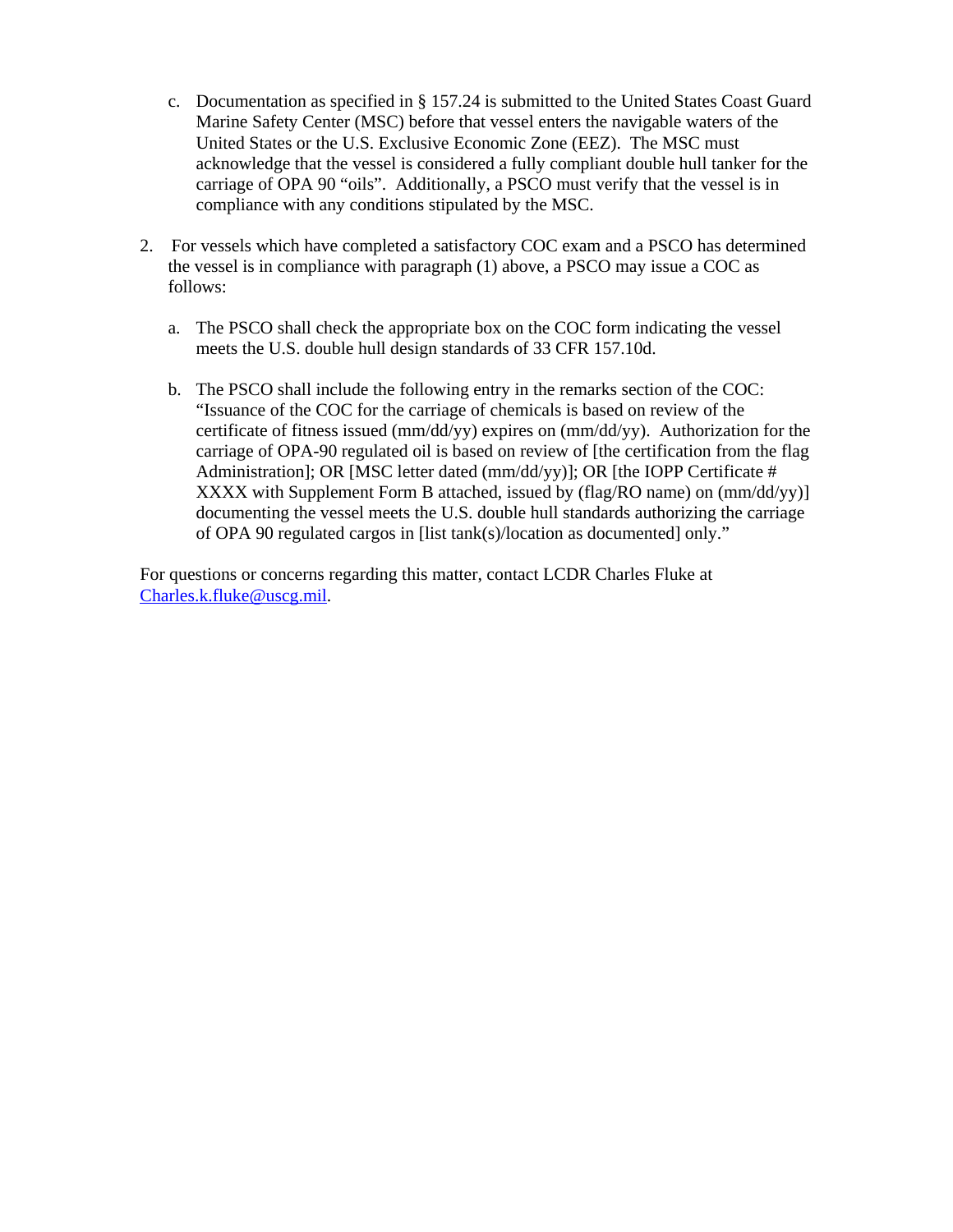c. Documentation as specified in § 157.24 is submitted to the United States Coast Guard Marine Safety Center (MSC) before that vessel enters the navigable waters of the United States or the U.S. Exclusive Economic Zone (EEZ). The MSC must acknowledge that the vessel is considered a fully compliant double hull tanker for the carriage of OPA 90 "oils". Additionally, a PSCO must verify that the vessel is in compliance with any conditions stipulated by the MSC.

2. For vessels which have completed a satisfactory COC exam and a PSCO has determined the vessel is in compliance with paragraph (1) above, a PSCO may issue a COC as follows:

   a. The PSCO shall check the appropriate box on the COC form indicating the vessel meets the U.S. double hull design standards of 33 CFR 157.10d.

   b. The PSCO shall include the following entry in the remarks section of the COC: "Issuance of the COC for the carriage of chemicals is based on review of the certificate of fitness issued (mm/dd/yy) expires on (mm/dd/yy). Authorization for the carriage of OPA-90 regulated oil is based on review of [the certification from the flag Administration]; OR [MSC letter dated (mm/dd/yy)]; OR [the IOPP Certificate # XXXX with Supplement Form B attached, issued by (flag/RO name) on (mm/dd/yy)] documenting the vessel meets the U.S. double hull standards authorizing the carriage of OPA 90 regulated cargos in [list tank(s)/location as documented] only."

For questions or concerns regarding this matter, contact LCDR Charles Fluke at Charles.k.fluke@uscg.mil.